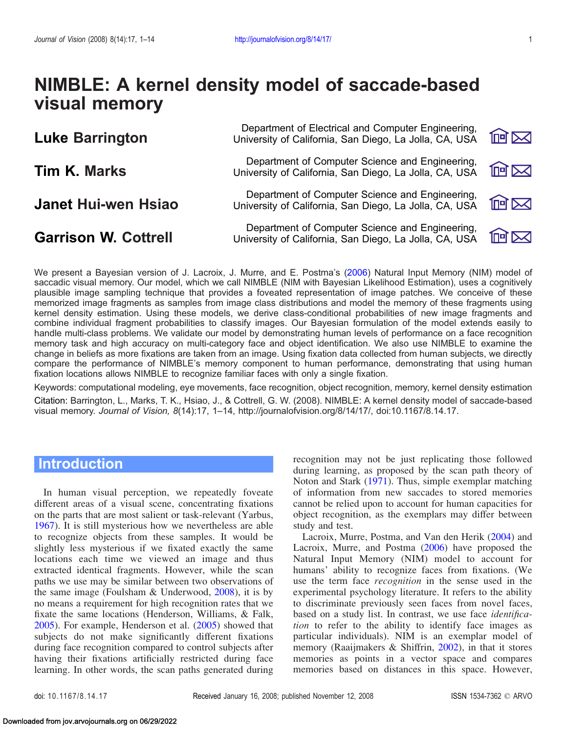# NIMBLE: A kernel density model of saccade-based visual memory

**Luke Barrington** — Department of Electrical and Computer Engineering, University of California, San Diego, La Jolla, CA, USA

**Tim K. Marks** — Department of Computer Science and Engineering, University of California, San Diego, La Jolla, CA, USA

**Janet Hui-wen Hsiao** — Department of Computer Science and Engineering, University of California, San Diego, La Jolla, CA, USA

**Garrison W. Cottrell** — Department of Computer Science and Engineering, University of California, San Diego, La Jolla, CA, USA

We present a Bayesian version of J. Lacroix, J. Murre, and E. Postma's (2006) Natural Input Memory (NIM) model of saccadic visual memory. Our model, which we call NIMBLE (NIM with Bayesian Likelihood Estimation), uses a cognitively plausible image sampling technique that provides a foveated representation of image patches. We conceive of these memorized image fragments as samples from image class distributions and model the memory of these fragments using kernel density estimation. Using these models, we derive class-conditional probabilities of new image fragments and combine individual fragment probabilities to classify images. Our Bayesian formulation of the model extends easily to handle multi-class problems. We validate our model by demonstrating human levels of performance on a face recognition memory task and high accuracy on multi-category face and object identification. We also use NIMBLE to examine the change in beliefs as more fixations are taken from an image. Using fixation data collected from human subjects, we directly compare the performance of NIMBLE's memory component to human performance, demonstrating that using human fixation locations allows NIMBLE to recognize familiar faces with only a single fixation.

Keywords: computational modeling, eye movements, face recognition, object recognition, memory, kernel density estimation

Citation: Barrington, L., Marks, T. K., Hsiao, J., & Cottrell, G. W. (2008). NIMBLE: A kernel density model of saccade-based visual memory. *Journal of Vision, 8*(14):17, 1–14, http://journalofvision.org/8/14/17/, doi:10.1167/8.14.17.

## Introduction

In human visual perception, we repeatedly foveate different areas of a visual scene, concentrating fixations on the parts that are most salient or task-relevant (Yarbus, 1967). It is still mysterious how we nevertheless are able to recognize objects from these samples. It would be slightly less mysterious if we fixated exactly the same locations each time we viewed an image and thus extracted identical fragments. However, while the scan paths we use may be similar between two observations of the same image (Foulsham & Underwood, 2008), it is by no means a requirement for high recognition rates that we fixate the same locations (Henderson, Williams, & Falk, 2005). For example, Henderson et al. (2005) showed that subjects do not make significantly different fixations during face recognition compared to control subjects after having their fixations artificially restricted during face learning. In other words, the scan paths generated during recognition may not be just replicating those followed during learning, as proposed by the scan path theory of Noton and Stark (1971). Thus, simple exemplar matching of information from new saccades to stored memories cannot be relied upon to account for human capacities for object recognition, as the exemplars may differ between study and test.

Lacroix, Murre, Postma, and Van den Herik (2004) and Lacroix, Murre, and Postma (2006) have proposed the Natural Input Memory (NIM) model to account for humans' ability to recognize faces from fixations. (We use the term face *recognition* in the sense used in the experimental psychology literature. It refers to the ability to discriminate previously seen faces from novel faces, based on a study list. In contrast, we use face *identification* to refer to the ability to identify face images as particular individuals). NIM is an exemplar model of memory (Raaijmakers & Shiffrin, 2002), in that it stores memories as points in a vector space and compares memories based on distances in this space. However,

doi: 10.1167/8.14.17 Received January 16, 2008; published November 12, 2008 ISSN 1534-7362 © ARVO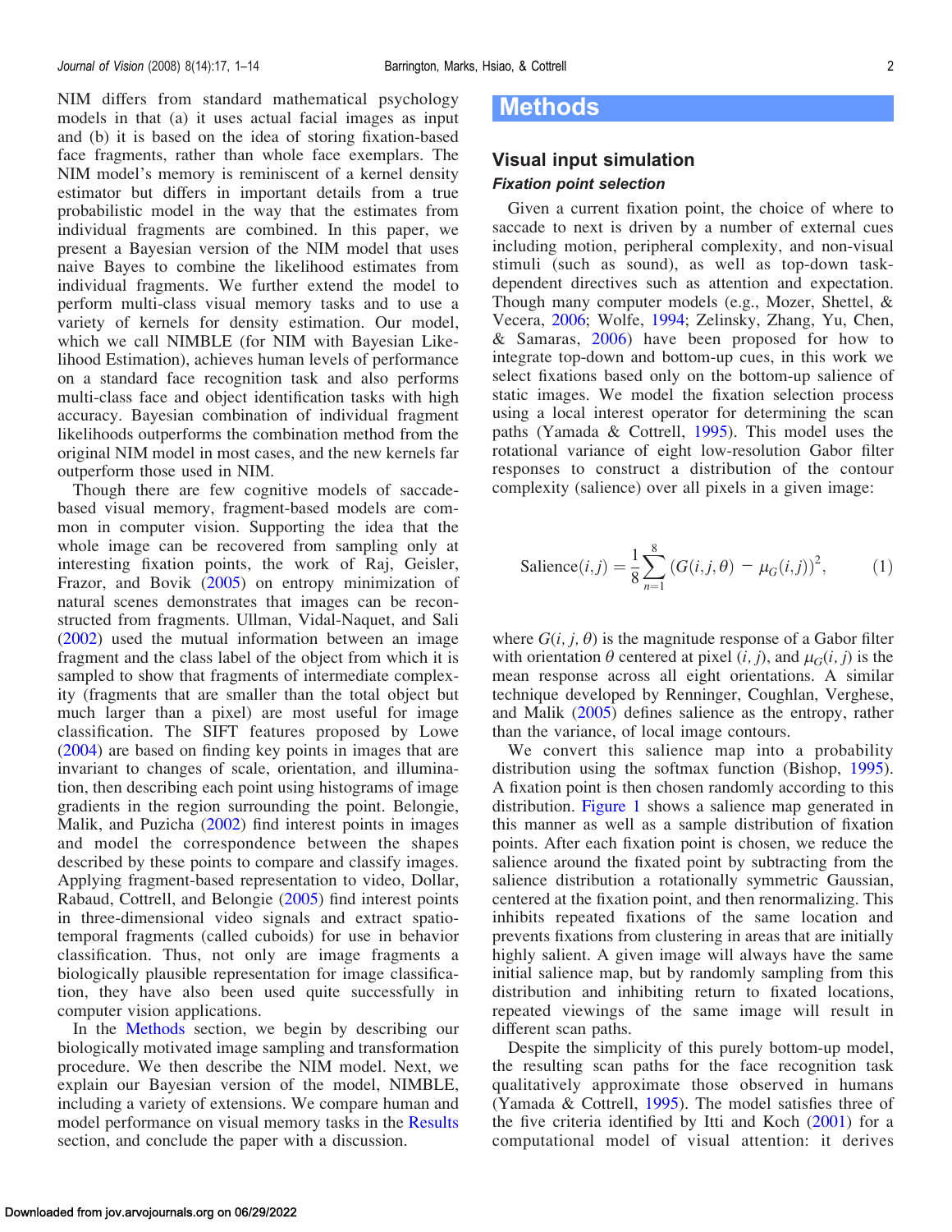NIM differs from standard mathematical psychology models in that (a) it uses actual facial images as input and (b) it is based on the idea of storing fixation-based face fragments, rather than whole face exemplars. The NIM model's memory is reminiscent of a kernel density estimator but differs in important details from a true probabilistic model in the way that the estimates from individual fragments are combined. In this paper, we present a Bayesian version of the NIM model that uses naive Bayes to combine the likelihood estimates from individual fragments. We further extend the model to perform multi-class visual memory tasks and to use a variety of kernels for density estimation. Our model, which we call NIMBLE (for NIM with Bayesian Likelihood Estimation), achieves human levels of performance on a standard face recognition task and also performs multi-class face and object identification tasks with high accuracy. Bayesian combination of individual fragment likelihoods outperforms the combination method from the original NIM model in most cases, and the new kernels far outperform those used in NIM.

Though there are few cognitive models of saccade-based visual memory, fragment-based models are common in computer vision. Supporting the idea that the whole image can be recovered from sampling only at interesting fixation points, the work of Raj, Geisler, Frazor, and Bovik (2005) on entropy minimization of natural scenes demonstrates that images can be reconstructed from fragments. Ullman, Vidal-Naquet, and Sali (2002) used the mutual information between an image fragment and the class label of the object from which it is sampled to show that fragments of intermediate complexity (fragments that are smaller than the total object but much larger than a pixel) are most useful for image classification. The SIFT features proposed by Lowe (2004) are based on finding key points in images that are invariant to changes of scale, orientation, and illumination, then describing each point using histograms of image gradients in the region surrounding the point. Belongie, Malik, and Puzicha (2002) find interest points in images and model the correspondence between the shapes described by these points to compare and classify images. Applying fragment-based representation to video, Dollar, Rabaud, Cottrell, and Belongie (2005) find interest points in three-dimensional video signals and extract spatio-temporal fragments (called cuboids) for use in behavior classification. Thus, not only are image fragments a biologically plausible representation for image classification, they have also been used quite successfully in computer vision applications.

In the Methods section, we begin by describing our biologically motivated image sampling and transformation procedure. We then describe the NIM model. Next, we explain our Bayesian version of the model, NIMBLE, including a variety of extensions. We compare human and model performance on visual memory tasks in the Results section, and conclude the paper with a discussion.

# Methods

## Visual input simulation

### Fixation point selection

Given a current fixation point, the choice of where to saccade to next is driven by a number of external cues including motion, peripheral complexity, and non-visual stimuli (such as sound), as well as top-down task-dependent directives such as attention and expectation. Though many computer models (e.g., Mozer, Shettel, & Vecera, 2006; Wolfe, 1994; Zelinsky, Zhang, Yu, Chen, & Samaras, 2006) have been proposed for how to integrate top-down and bottom-up cues, in this work we select fixations based only on the bottom-up salience of static images. We model the fixation selection process using a local interest operator for determining the scan paths (Yamada & Cottrell, 1995). This model uses the rotational variance of eight low-resolution Gabor filter responses to construct a distribution of the contour complexity (salience) over all pixels in a given image:

$$\text{Salience}(i,j) = \frac{1}{8}\sum_{n=1}^{8}\left(G(i,j,\theta) - \mu_G(i,j)\right)^2, \tag{1}$$

where $G(i, j, \theta)$ is the magnitude response of a Gabor filter with orientation $\theta$ centered at pixel $(i, j)$, and $\mu_G(i, j)$ is the mean response across all eight orientations. A similar technique developed by Renninger, Coughlan, Verghese, and Malik (2005) defines salience as the entropy, rather than the variance, of local image contours.

We convert this salience map into a probability distribution using the softmax function (Bishop, 1995). A fixation point is then chosen randomly according to this distribution. Figure 1 shows a salience map generated in this manner as well as a sample distribution of fixation points. After each fixation point is chosen, we reduce the salience around the fixated point by subtracting from the salience distribution a rotationally symmetric Gaussian, centered at the fixation point, and then renormalizing. This inhibits repeated fixations of the same location and prevents fixations from clustering in areas that are initially highly salient. A given image will always have the same initial salience map, but by randomly sampling from this distribution and inhibiting return to fixated locations, repeated viewings of the same image will result in different scan paths.

Despite the simplicity of this purely bottom-up model, the resulting scan paths for the face recognition task qualitatively approximate those observed in humans (Yamada & Cottrell, 1995). The model satisfies three of the five criteria identified by Itti and Koch (2001) for a computational model of visual attention: it derives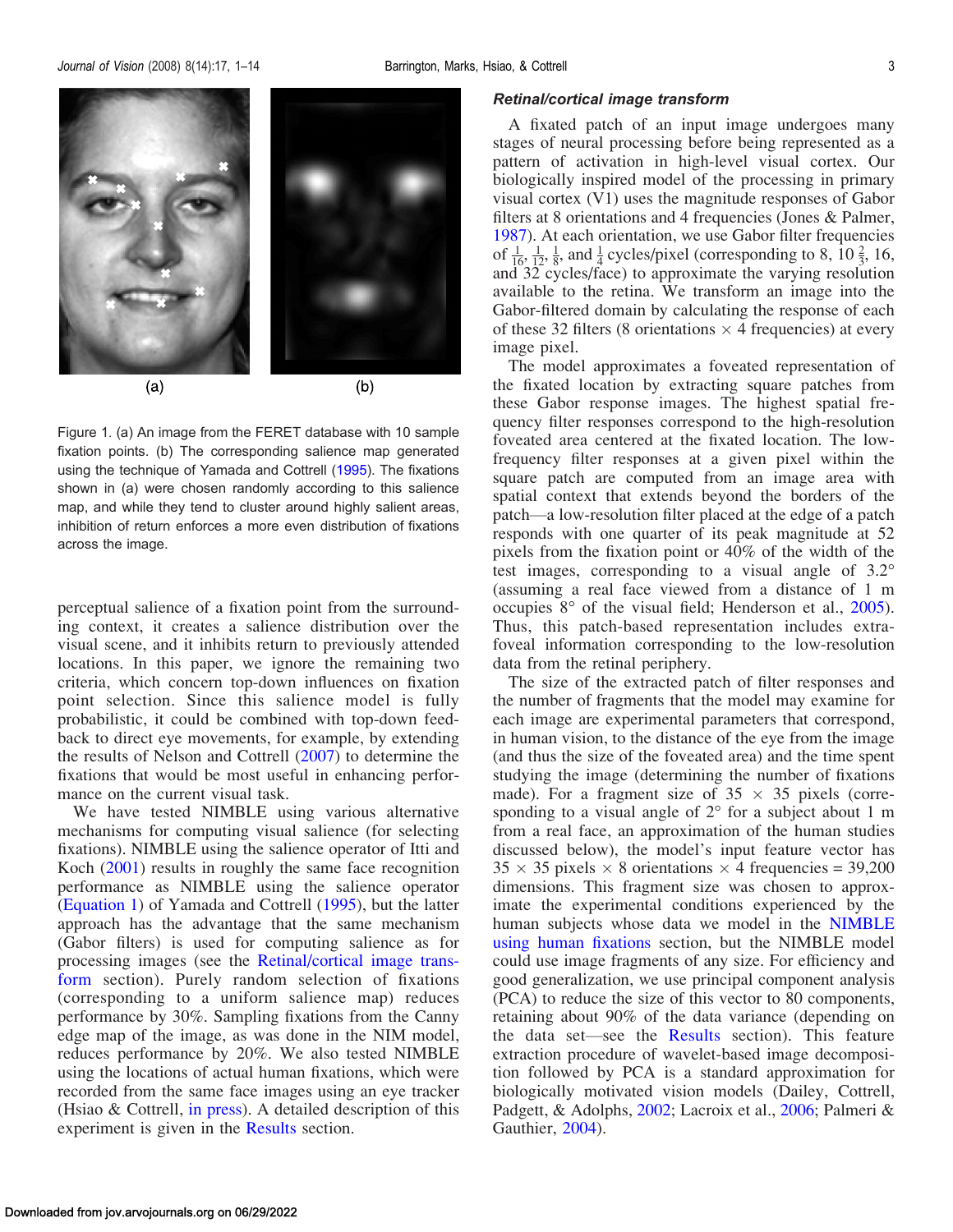Figure 1. (a) An image from the FERET database with 10 sample fixation points. (b) The corresponding salience map generated using the technique of Yamada and Cottrell (1995). The fixations shown in (a) were chosen randomly according to this salience map, and while they tend to cluster around highly salient areas, inhibition of return enforces a more even distribution of fixations across the image.

perceptual salience of a fixation point from the surrounding context, it creates a salience distribution over the visual scene, and it inhibits return to previously attended locations. In this paper, we ignore the remaining two criteria, which concern top-down influences on fixation point selection. Since this salience model is fully probabilistic, it could be combined with top-down feedback to direct eye movements, for example, by extending the results of Nelson and Cottrell (2007) to determine the fixations that would be most useful in enhancing performance on the current visual task.

We have tested NIMBLE using various alternative mechanisms for computing visual salience (for selecting fixations). NIMBLE using the salience operator of Itti and Koch (2001) results in roughly the same face recognition performance as NIMBLE using the salience operator (Equation 1) of Yamada and Cottrell (1995), but the latter approach has the advantage that the same mechanism (Gabor filters) is used for computing salience as for processing images (see the Retinal/cortical image transform section). Purely random selection of fixations (corresponding to a uniform salience map) reduces performance by 30%. Sampling fixations from the Canny edge map of the image, as was done in the NIM model, reduces performance by 20%. We also tested NIMBLE using the locations of actual human fixations, which were recorded from the same face images using an eye tracker (Hsiao & Cottrell, in press). A detailed description of this experiment is given in the Results section.

### *Retinal/cortical image transform*

A fixated patch of an input image undergoes many stages of neural processing before being represented as a pattern of activation in high-level visual cortex. Our biologically inspired model of the processing in primary visual cortex (V1) uses the magnitude responses of Gabor filters at 8 orientations and 4 frequencies (Jones & Palmer, 1987). At each orientation, we use Gabor filter frequencies of $\frac{1}{16}$, $\frac{1}{12}$, $\frac{1}{8}$, and $\frac{1}{4}$ cycles/pixel (corresponding to 8, $10\frac{2}{3}$, 16, and 32 cycles/face) to approximate the varying resolution available to the retina. We transform an image into the Gabor-filtered domain by calculating the response of each of these 32 filters (8 orientations $\times$ 4 frequencies) at every image pixel.

The model approximates a foveated representation of the fixated location by extracting square patches from these Gabor response images. The highest spatial frequency filter responses correspond to the high-resolution foveated area centered at the fixated location. The low-frequency filter responses at a given pixel within the square patch are computed from an image area with spatial context that extends beyond the borders of the patch—a low-resolution filter placed at the edge of a patch responds with one quarter of its peak magnitude at 52 pixels from the fixation point or 40% of the width of the test images, corresponding to a visual angle of 3.2° (assuming a real face viewed from a distance of 1 m occupies 8° of the visual field; Henderson et al., 2005). Thus, this patch-based representation includes extra-foveal information corresponding to the low-resolution data from the retinal periphery.

The size of the extracted patch of filter responses and the number of fragments that the model may examine for each image are experimental parameters that correspond, in human vision, to the distance of the eye from the image (and thus the size of the foveated area) and the time spent studying the image (determining the number of fixations made). For a fragment size of 35 $\times$ 35 pixels (corresponding to a visual angle of 2° for a subject about 1 m from a real face, an approximation of the human studies discussed below), the model's input feature vector has 35 $\times$ 35 pixels $\times$ 8 orientations $\times$ 4 frequencies = 39,200 dimensions. This fragment size was chosen to approximate the experimental conditions experienced by the human subjects whose data we model in the NIMBLE using human fixations section, but the NIMBLE model could use image fragments of any size. For efficiency and good generalization, we use principal component analysis (PCA) to reduce the size of this vector to 80 components, retaining about 90% of the data variance (depending on the data set—see the Results section). This feature extraction procedure of wavelet-based image decomposition followed by PCA is a standard approximation for biologically motivated vision models (Dailey, Cottrell, Padgett, & Adolphs, 2002; Lacroix et al., 2006; Palmeri & Gauthier, 2004).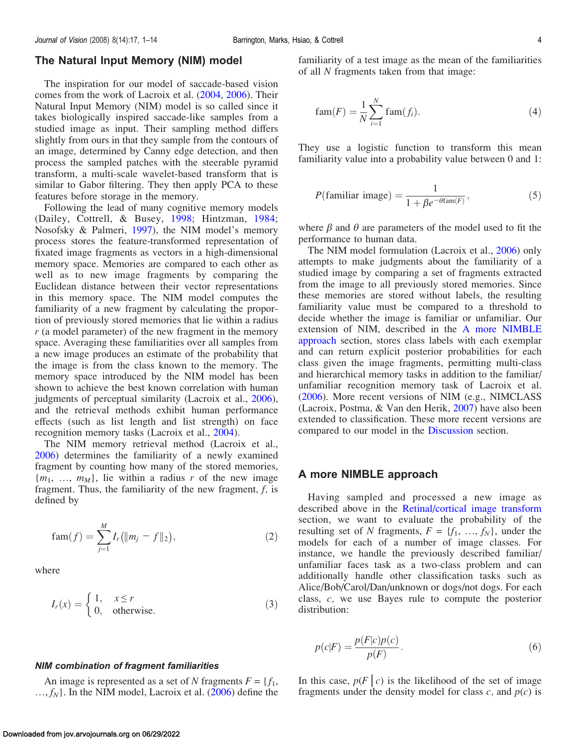## The Natural Input Memory (NIM) model

The inspiration for our model of saccade-based vision comes from the work of Lacroix et al. (2004, 2006). Their Natural Input Memory (NIM) model is so called since it takes biologically inspired saccade-like samples from a studied image as input. Their sampling method differs slightly from ours in that they sample from the contours of an image, determined by Canny edge detection, and then process the sampled patches with the steerable pyramid transform, a multi-scale wavelet-based transform that is similar to Gabor filtering. They then apply PCA to these features before storage in the memory.

Following the lead of many cognitive memory models (Dailey, Cottrell, & Busey, 1998; Hintzman, 1984; Nosofsky & Palmeri, 1997), the NIM model's memory process stores the feature-transformed representation of fixated image fragments as vectors in a high-dimensional memory space. Memories are compared to each other as well as to new image fragments by comparing the Euclidean distance between their vector representations in this memory space. The NIM model computes the familiarity of a new fragment by calculating the proportion of previously stored memories that lie within a radius $r$ (a model parameter) of the new fragment in the memory space. Averaging these familiarities over all samples from a new image produces an estimate of the probability that the image is from the class known to the memory. The memory space introduced by the NIM model has been shown to achieve the best known correlation with human judgments of perceptual similarity (Lacroix et al., 2006), and the retrieval methods exhibit human performance effects (such as list length and list strength) on face recognition memory tasks (Lacroix et al., 2004).

The NIM memory retrieval method (Lacroix et al., 2006) determines the familiarity of a newly examined fragment by counting how many of the stored memories, $\{m_1, \ldots, m_M\}$, lie within a radius $r$ of the new image fragment. Thus, the familiarity of the new fragment, $f$, is defined by

$$\text{fam}(f) = \sum_{j=1}^{M} I_r(\|m_j - f\|_2), \tag{2}$$

where

$$I_r(x) = \begin{cases} 1, & x \leq r \\ 0, & \text{otherwise.} \end{cases} \tag{3}$$

### *NIM combination of fragment familiarities*

An image is represented as a set of $N$ fragments $F = \{f_1, \ldots, f_N\}$. In the NIM model, Lacroix et al. (2006) define the familiarity of a test image as the mean of the familiarities of all $N$ fragments taken from that image:

$$\text{fam}(F) = \frac{1}{N}\sum_{i=1}^{N} \text{fam}(f_i). \tag{4}$$

They use a logistic function to transform this mean familiarity value into a probability value between 0 and 1:

$$P(\text{familiar image}) = \frac{1}{1 + \beta e^{-\theta \text{fam}(F)}}, \tag{5}$$

where $\beta$ and $\theta$ are parameters of the model used to fit the performance to human data.

The NIM model formulation (Lacroix et al., 2006) only attempts to make judgments about the familiarity of a studied image by comparing a set of fragments extracted from the image to all previously stored memories. Since these memories are stored without labels, the resulting familiarity value must be compared to a threshold to decide whether the image is familiar or unfamiliar. Our extension of NIM, described in the A more NIMBLE approach section, stores class labels with each exemplar and can return explicit posterior probabilities for each class given the image fragments, permitting multi-class and hierarchical memory tasks in addition to the familiar/unfamiliar recognition memory task of Lacroix et al. (2006). More recent versions of NIM (e.g., NIMCLASS (Lacroix, Postma, & Van den Herik, 2007) have also been extended to classification. These more recent versions are compared to our model in the Discussion section.

## A more NIMBLE approach

Having sampled and processed a new image as described above in the Retinal/cortical image transform section, we want to evaluate the probability of the resulting set of $N$ fragments, $F = \{f_1, \ldots, f_N\}$, under the models for each of a number of image classes. For instance, we handle the previously described familiar/unfamiliar faces task as a two-class problem and can additionally handle other classification tasks such as Alice/Bob/Carol/Dan/unknown or dogs/not dogs. For each class, $c$, we use Bayes rule to compute the posterior distribution:

$$p(c|F) = \frac{p(F|c)p(c)}{p(F)}. \tag{6}$$

In this case, $p(F \mid c)$ is the likelihood of the set of image fragments under the density model for class $c$, and $p(c)$ is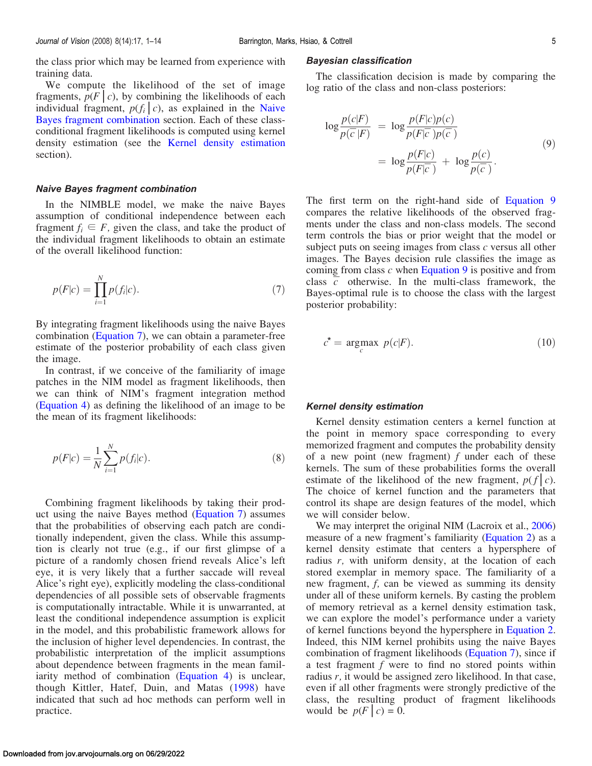the class prior which may be learned from experience with training data.

We compute the likelihood of the set of image fragments, $p(F \mid c)$, by combining the likelihoods of each individual fragment, $p(f_i \mid c)$, as explained in the Naive Bayes fragment combination section. Each of these class-conditional fragment likelihoods is computed using kernel density estimation (see the Kernel density estimation section).

### Naive Bayes fragment combination

In the NIMBLE model, we make the naive Bayes assumption of conditional independence between each fragment $f_i \in F$, given the class, and take the product of the individual fragment likelihoods to obtain an estimate of the overall likelihood function:

$$p(F|c) = \prod_{i=1}^{N} p(f_i|c). \tag{7}$$

By integrating fragment likelihoods using the naive Bayes combination (Equation 7), we can obtain a parameter-free estimate of the posterior probability of each class given the image.

In contrast, if we conceive of the familiarity of image patches in the NIM model as fragment likelihoods, then we can think of NIM's fragment integration method (Equation 4) as defining the likelihood of an image to be the mean of its fragment likelihoods:

$$p(F|c) = \frac{1}{N} \sum_{i=1}^{N} p(f_i|c). \tag{8}$$

Combining fragment likelihoods by taking their product using the naive Bayes method (Equation 7) assumes that the probabilities of observing each patch are conditionally independent, given the class. While this assumption is clearly not true (e.g., if our first glimpse of a picture of a randomly chosen friend reveals Alice's left eye, it is very likely that a further saccade will reveal Alice's right eye), explicitly modeling the class-conditional dependencies of all possible sets of observable fragments is computationally intractable. While it is unwarranted, at least the conditional independence assumption is explicit in the model, and this probabilistic framework allows for the inclusion of higher level dependencies. In contrast, the probabilistic interpretation of the implicit assumptions about dependence between fragments in the mean familiarity method of combination (Equation 4) is unclear, though Kittler, Hatef, Duin, and Matas (1998) have indicated that such ad hoc methods can perform well in practice.

### Bayesian classification

The classification decision is made by comparing the log ratio of the class and non-class posteriors:

$$\begin{aligned} \log \frac{p(c|F)}{p(\bar{c}|F)} &= \log \frac{p(F|c)p(c)}{p(F|\bar{c})p(\bar{c})} \\ &= \log \frac{p(F|c)}{p(F|\bar{c})} + \log \frac{p(c)}{p(\bar{c})}. \end{aligned} \tag{9}$$

The first term on the right-hand side of Equation 9 compares the relative likelihoods of the observed fragments under the class and non-class models. The second term controls the bias or prior weight that the model or subject puts on seeing images from class $c$ versus all other images. The Bayes decision rule classifies the image as coming from class $c$ when Equation 9 is positive and from class $\bar{c}$ otherwise. In the multi-class framework, the Bayes-optimal rule is to choose the class with the largest posterior probability:

$$c^{\star} = \underset{c}{\operatorname{argmax}}\ p(c|F). \tag{10}$$

### Kernel density estimation

Kernel density estimation centers a kernel function at the point in memory space corresponding to every memorized fragment and computes the probability density of a new point (new fragment) $f$ under each of these kernels. The sum of these probabilities forms the overall estimate of the likelihood of the new fragment, $p(f \mid c)$. The choice of kernel function and the parameters that control its shape are design features of the model, which we will consider below.

We may interpret the original NIM (Lacroix et al., 2006) measure of a new fragment's familiarity (Equation 2) as a kernel density estimate that centers a hypersphere of radius $r$, with uniform density, at the location of each stored exemplar in memory space. The familiarity of a new fragment, $f$, can be viewed as summing its density under all of these uniform kernels. By casting the problem of memory retrieval as a kernel density estimation task, we can explore the model's performance under a variety of kernel functions beyond the hypersphere in Equation 2. Indeed, this NIM kernel prohibits using the naive Bayes combination of fragment likelihoods (Equation 7), since if a test fragment $f$ were to find no stored points within radius $r$, it would be assigned zero likelihood. In that case, even if all other fragments were strongly predictive of the class, the resulting product of fragment likelihoods would be $p(F \mid c) = 0$.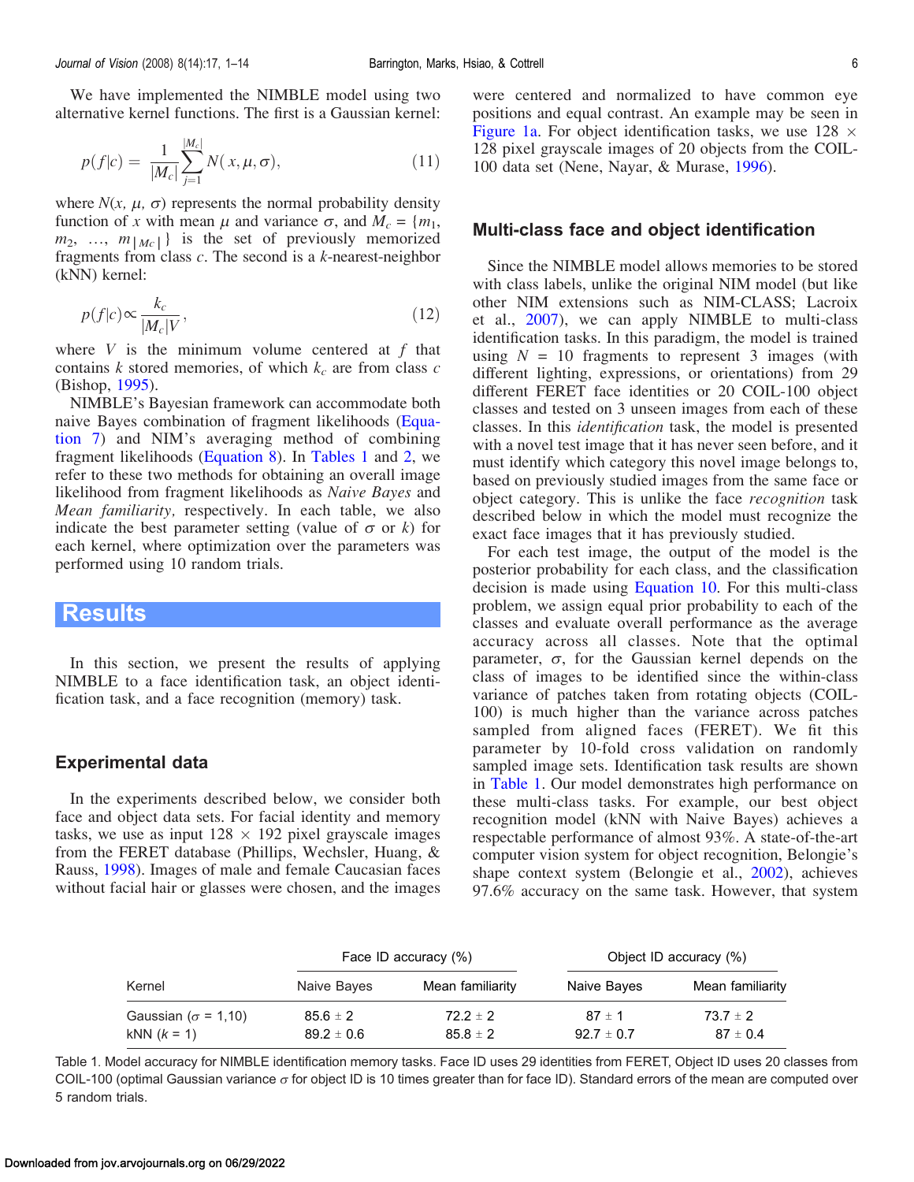We have implemented the NIMBLE model using two alternative kernel functions. The first is a Gaussian kernel:

$$p(f|c) = \frac{1}{|M_c|} \sum_{j=1}^{|M_c|} N(x, \mu, \sigma), \tag{11}$$

where $N(x, \mu, \sigma)$ represents the normal probability density function of $x$ with mean $\mu$ and variance $\sigma$, and $M_c = \{m_1, m_2, \ldots, m_{|M_c|}\}$ is the set of previously memorized fragments from class $c$. The second is a $k$-nearest-neighbor (kNN) kernel:

$$p(f|c) \propto \frac{k_c}{|M_c|V}, \tag{12}$$

where $V$ is the minimum volume centered at $f$ that contains $k$ stored memories, of which $k_c$ are from class $c$ (Bishop, 1995).

NIMBLE's Bayesian framework can accommodate both naive Bayes combination of fragment likelihoods (Equation 7) and NIM's averaging method of combining fragment likelihoods (Equation 8). In Tables 1 and 2, we refer to these two methods for obtaining an overall image likelihood from fragment likelihoods as *Naive Bayes* and *Mean familiarity*, respectively. In each table, we also indicate the best parameter setting (value of $\sigma$ or $k$) for each kernel, where optimization over the parameters was performed using 10 random trials.

# Results

In this section, we present the results of applying NIMBLE to a face identification task, an object identification task, and a face recognition (memory) task.

## Experimental data

In the experiments described below, we consider both face and object data sets. For facial identity and memory tasks, we use as input 128 × 192 pixel grayscale images from the FERET database (Phillips, Wechsler, Huang, & Rauss, 1998). Images of male and female Caucasian faces without facial hair or glasses were chosen, and the images were centered and normalized to have common eye positions and equal contrast. An example may be seen in Figure 1a. For object identification tasks, we use 128 × 128 pixel grayscale images of 20 objects from the COIL-100 data set (Nene, Nayar, & Murase, 1996).

## Multi-class face and object identification

Since the NIMBLE model allows memories to be stored with class labels, unlike the original NIM model (but like other NIM extensions such as NIM-CLASS; Lacroix et al., 2007), we can apply NIMBLE to multi-class identification tasks. In this paradigm, the model is trained using $N$ = 10 fragments to represent 3 images (with different lighting, expressions, or orientations) from 29 different FERET face identities or 20 COIL-100 object classes and tested on 3 unseen images from each of these classes. In this *identification* task, the model is presented with a novel test image that it has never seen before, and it must identify which category this novel image belongs to, based on previously studied images from the same face or object category. This is unlike the face *recognition* task described below in which the model must recognize the exact face images that it has previously studied.

For each test image, the output of the model is the posterior probability for each class, and the classification decision is made using Equation 10. For this multi-class problem, we assign equal prior probability to each of the classes and evaluate overall performance as the average accuracy across all classes. Note that the optimal parameter, $\sigma$, for the Gaussian kernel depends on the class of images to be identified since the within-class variance of patches taken from rotating objects (COIL-100) is much higher than the variance across patches sampled from aligned faces (FERET). We fit this parameter by 10-fold cross validation on randomly sampled image sets. Identification task results are shown in Table 1. Our model demonstrates high performance on these multi-class tasks. For example, our best object recognition model (kNN with Naive Bayes) achieves a respectable performance of almost 93%. A state-of-the-art computer vision system for object recognition, Belongie's shape context system (Belongie et al., 2002), achieves 97.6% accuracy on the same task. However, that system

| Kernel | Face ID accuracy (%) | | Object ID accuracy (%) | |
|---|---|---|---|---|
| | Naive Bayes | Mean familiarity | Naive Bayes | Mean familiarity |
| Gaussian ($\sigma$ = 1,10) | 85.6 ± 2 | 72.2 ± 2 | 87 ± 1 | 73.7 ± 2 |
| kNN ($k$ = 1) | 89.2 ± 0.6 | 85.8 ± 2 | 92.7 ± 0.7 | 87 ± 0.4 |

Table 1. Model accuracy for NIMBLE identification memory tasks. Face ID uses 29 identities from FERET, Object ID uses 20 classes from COIL-100 (optimal Gaussian variance $\sigma$ for object ID is 10 times greater than for face ID). Standard errors of the mean are computed over 5 random trials.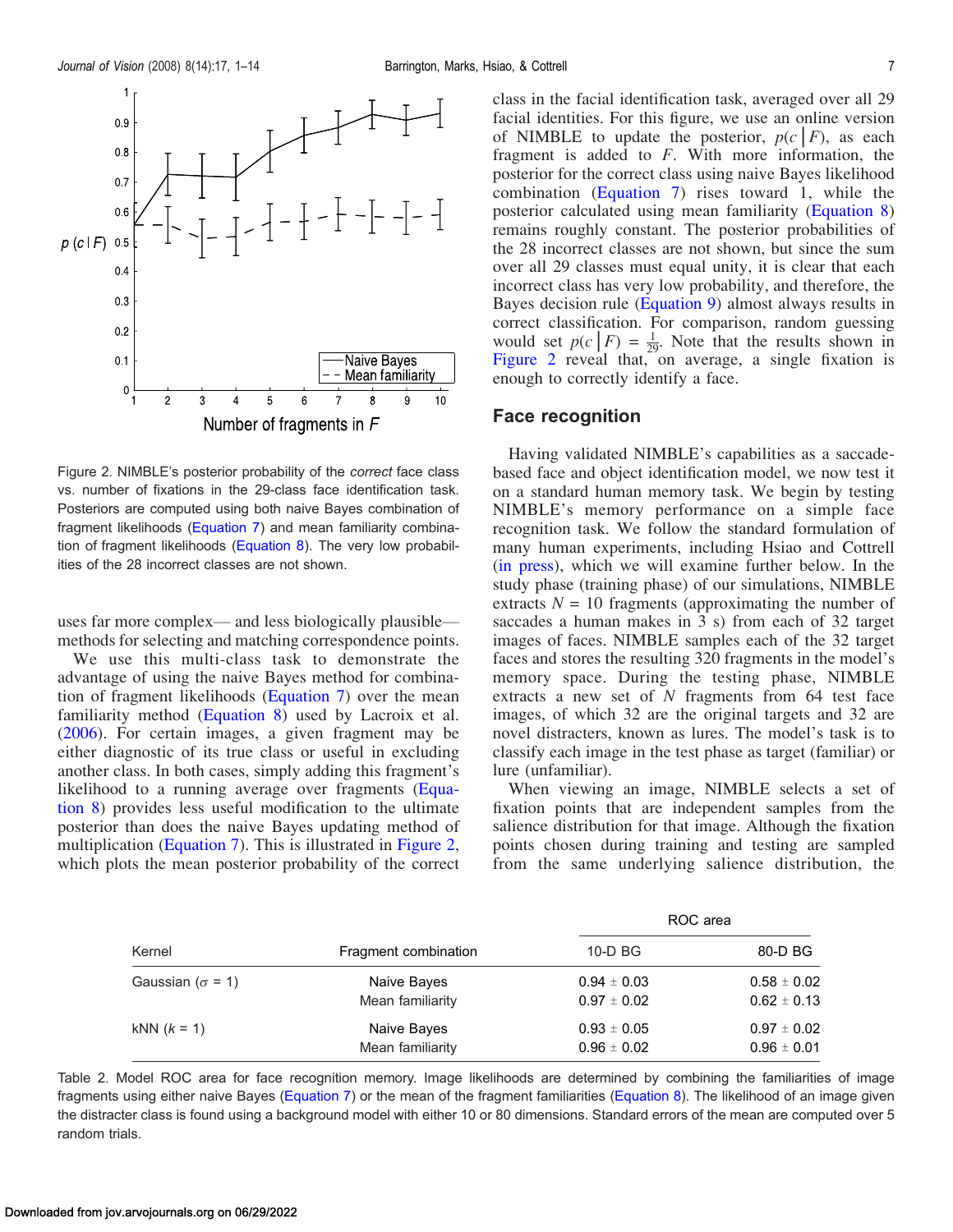Figure 2. NIMBLE's posterior probability of the *correct* face class vs. number of fixations in the 29-class face identification task. Posteriors are computed using both naive Bayes combination of fragment likelihoods (Equation 7) and mean familiarity combination of fragment likelihoods (Equation 8). The very low probabilities of the 28 incorrect classes are not shown.

uses far more complex— and less biologically plausible— methods for selecting and matching correspondence points.

We use this multi-class task to demonstrate the advantage of using the naive Bayes method for combination of fragment likelihoods (Equation 7) over the mean familiarity method (Equation 8) used by Lacroix et al. (2006). For certain images, a given fragment may be either diagnostic of its true class or useful in excluding another class. In both cases, simply adding this fragment's likelihood to a running average over fragments (Equation 8) provides less useful modification to the ultimate posterior than does the naive Bayes updating method of multiplication (Equation 7). This is illustrated in Figure 2, which plots the mean posterior probability of the correct class in the facial identification task, averaged over all 29 facial identities. For this figure, we use an online version of NIMBLE to update the posterior, $p(c \mid F)$, as each fragment is added to $F$. With more information, the posterior for the correct class using naive Bayes likelihood combination (Equation 7) rises toward 1, while the posterior calculated using mean familiarity (Equation 8) remains roughly constant. The posterior probabilities of the 28 incorrect classes are not shown, but since the sum over all 29 classes must equal unity, it is clear that each incorrect class has very low probability, and therefore, the Bayes decision rule (Equation 9) almost always results in correct classification. For comparison, random guessing would set $p(c \mid F) = \frac{1}{29}$. Note that the results shown in Figure 2 reveal that, on average, a single fixation is enough to correctly identify a face.

## Face recognition

Having validated NIMBLE's capabilities as a saccade-based face and object identification model, we now test it on a standard human memory task. We begin by testing NIMBLE's memory performance on a simple face recognition task. We follow the standard formulation of many human experiments, including Hsiao and Cottrell (in press), which we will examine further below. In the study phase (training phase) of our simulations, NIMBLE extracts $N = 10$ fragments (approximating the number of saccades a human makes in 3 s) from each of 32 target images of faces. NIMBLE samples each of the 32 target faces and stores the resulting 320 fragments in the model's memory space. During the testing phase, NIMBLE extracts a new set of $N$ fragments from 64 test face images, of which 32 are the original targets and 32 are novel distracters, known as lures. The model's task is to classify each image in the test phase as target (familiar) or lure (unfamiliar).

When viewing an image, NIMBLE selects a set of fixation points that are independent samples from the salience distribution for that image. Although the fixation points chosen during training and testing are sampled from the same underlying salience distribution, the

| Kernel | Fragment combination | ROC area | |
|---|---|---|---|
| | | 10-D BG | 80-D BG |
| Gaussian ($\sigma$ = 1) | Naive Bayes | 0.94 ± 0.03 | 0.58 ± 0.02 |
| | Mean familiarity | 0.97 ± 0.02 | 0.62 ± 0.13 |
| kNN ($k$ = 1) | Naive Bayes | 0.93 ± 0.05 | 0.97 ± 0.02 |
| | Mean familiarity | 0.96 ± 0.02 | 0.96 ± 0.01 |

Table 2. Model ROC area for face recognition memory. Image likelihoods are determined by combining the familiarities of image fragments using either naive Bayes (Equation 7) or the mean of the fragment familiarities (Equation 8). The likelihood of an image given the distracter class is found using a background model with either 10 or 80 dimensions. Standard errors of the mean are computed over 5 random trials.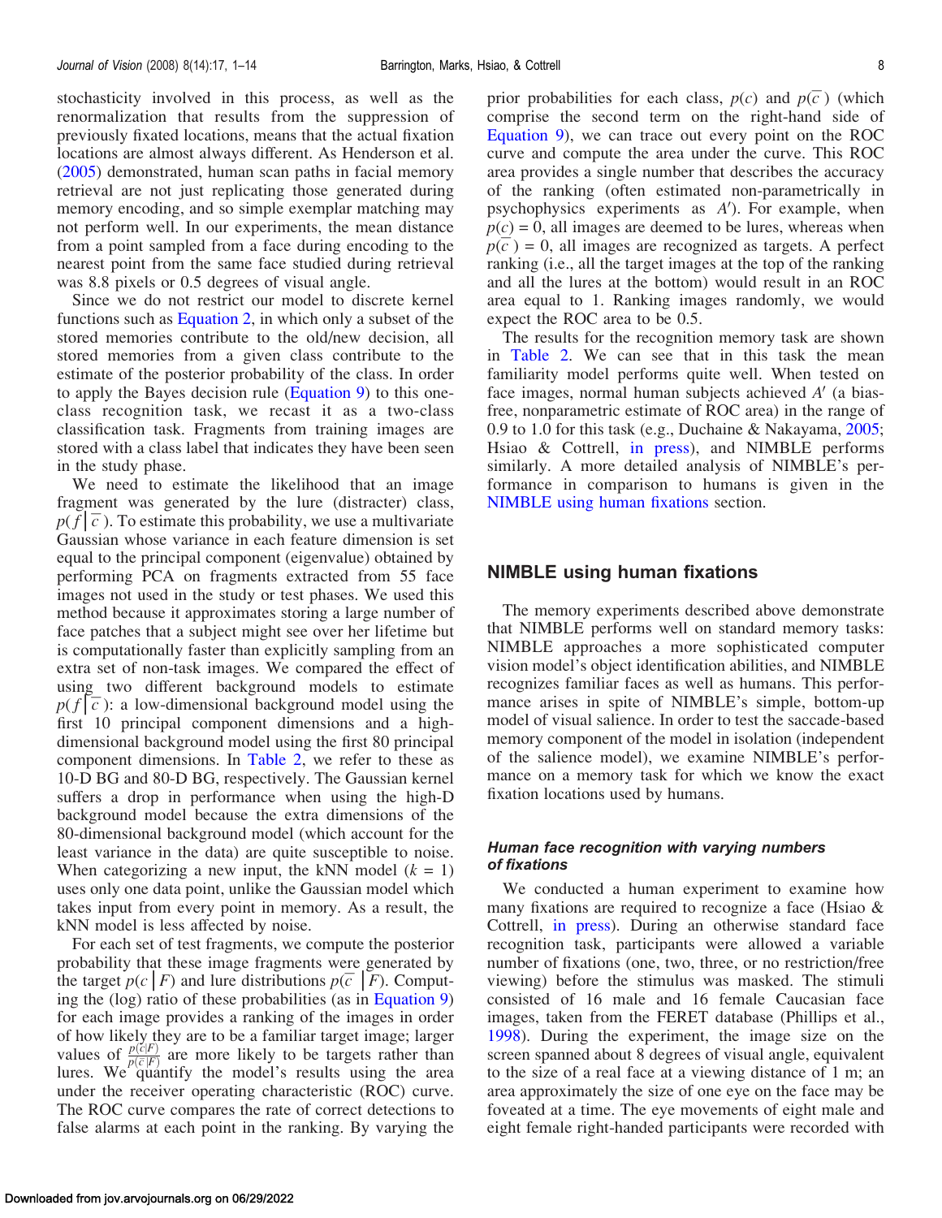stochasticity involved in this process, as well as the renormalization that results from the suppression of previously fixated locations, means that the actual fixation locations are almost always different. As Henderson et al. (2005) demonstrated, human scan paths in facial memory retrieval are not just replicating those generated during memory encoding, and so simple exemplar matching may not perform well. In our experiments, the mean distance from a point sampled from a face during encoding to the nearest point from the same face studied during retrieval was 8.8 pixels or 0.5 degrees of visual angle.

Since we do not restrict our model to discrete kernel functions such as Equation 2, in which only a subset of the stored memories contribute to the old/new decision, all stored memories from a given class contribute to the estimate of the posterior probability of the class. In order to apply the Bayes decision rule (Equation 9) to this one-class recognition task, we recast it as a two-class classification task. Fragments from training images are stored with a class label that indicates they have been seen in the study phase.

We need to estimate the likelihood that an image fragment was generated by the lure (distracter) class, $p(f \mid \bar{c})$. To estimate this probability, we use a multivariate Gaussian whose variance in each feature dimension is set equal to the principal component (eigenvalue) obtained by performing PCA on fragments extracted from 55 face images not used in the study or test phases. We used this method because it approximates storing a large number of face patches that a subject might see over her lifetime but is computationally faster than explicitly sampling from an extra set of non-task images. We compared the effect of using two different background models to estimate $p(f \mid \bar{c})$: a low-dimensional background model using the first 10 principal component dimensions and a high-dimensional background model using the first 80 principal component dimensions. In Table 2, we refer to these as 10-D BG and 80-D BG, respectively. The Gaussian kernel suffers a drop in performance when using the high-D background model because the extra dimensions of the 80-dimensional background model (which account for the least variance in the data) are quite susceptible to noise. When categorizing a new input, the kNN model ($k = 1$) uses only one data point, unlike the Gaussian model which takes input from every point in memory. As a result, the kNN model is less affected by noise.

For each set of test fragments, we compute the posterior probability that these image fragments were generated by the target $p(c \mid F)$ and lure distributions $p(\bar{c} \mid F)$. Computing the (log) ratio of these probabilities (as in Equation 9) for each image provides a ranking of the images in order of how likely they are to be a familiar target image; larger values of $\frac{p(c|F)}{p(\bar{c}|F)}$ are more likely to be targets rather than lures. We quantify the model's results using the area under the receiver operating characteristic (ROC) curve. The ROC curve compares the rate of correct detections to false alarms at each point in the ranking. By varying the prior probabilities for each class, $p(c)$ and $p(\bar{c})$ (which comprise the second term on the right-hand side of Equation 9), we can trace out every point on the ROC curve and compute the area under the curve. This ROC area provides a single number that describes the accuracy of the ranking (often estimated non-parametrically in psychophysics experiments as $A'$). For example, when $p(c) = 0$, all images are deemed to be lures, whereas when $p(\bar{c}) = 0$, all images are recognized as targets. A perfect ranking (i.e., all the target images at the top of the ranking and all the lures at the bottom) would result in an ROC area equal to 1. Ranking images randomly, we would expect the ROC area to be 0.5.

The results for the recognition memory task are shown in Table 2. We can see that in this task the mean familiarity model performs quite well. When tested on face images, normal human subjects achieved $A'$ (a bias-free, nonparametric estimate of ROC area) in the range of 0.9 to 1.0 for this task (e.g., Duchaine & Nakayama, 2005; Hsiao & Cottrell, in press), and NIMBLE performs similarly. A more detailed analysis of NIMBLE's performance in comparison to humans is given in the NIMBLE using human fixations section.

## NIMBLE using human fixations

The memory experiments described above demonstrate that NIMBLE performs well on standard memory tasks: NIMBLE approaches a more sophisticated computer vision model's object identification abilities, and NIMBLE recognizes familiar faces as well as humans. This performance arises in spite of NIMBLE's simple, bottom-up model of visual salience. In order to test the saccade-based memory component of the model in isolation (independent of the salience model), we examine NIMBLE's performance on a memory task for which we know the exact fixation locations used by humans.

### *Human face recognition with varying numbers of fixations*

We conducted a human experiment to examine how many fixations are required to recognize a face (Hsiao & Cottrell, in press). During an otherwise standard face recognition task, participants were allowed a variable number of fixations (one, two, three, or no restriction/free viewing) before the stimulus was masked. The stimuli consisted of 16 male and 16 female Caucasian face images, taken from the FERET database (Phillips et al., 1998). During the experiment, the image size on the screen spanned about 8 degrees of visual angle, equivalent to the size of a real face at a viewing distance of 1 m; an area approximately the size of one eye on the face may be foveated at a time. The eye movements of eight male and eight female right-handed participants were recorded with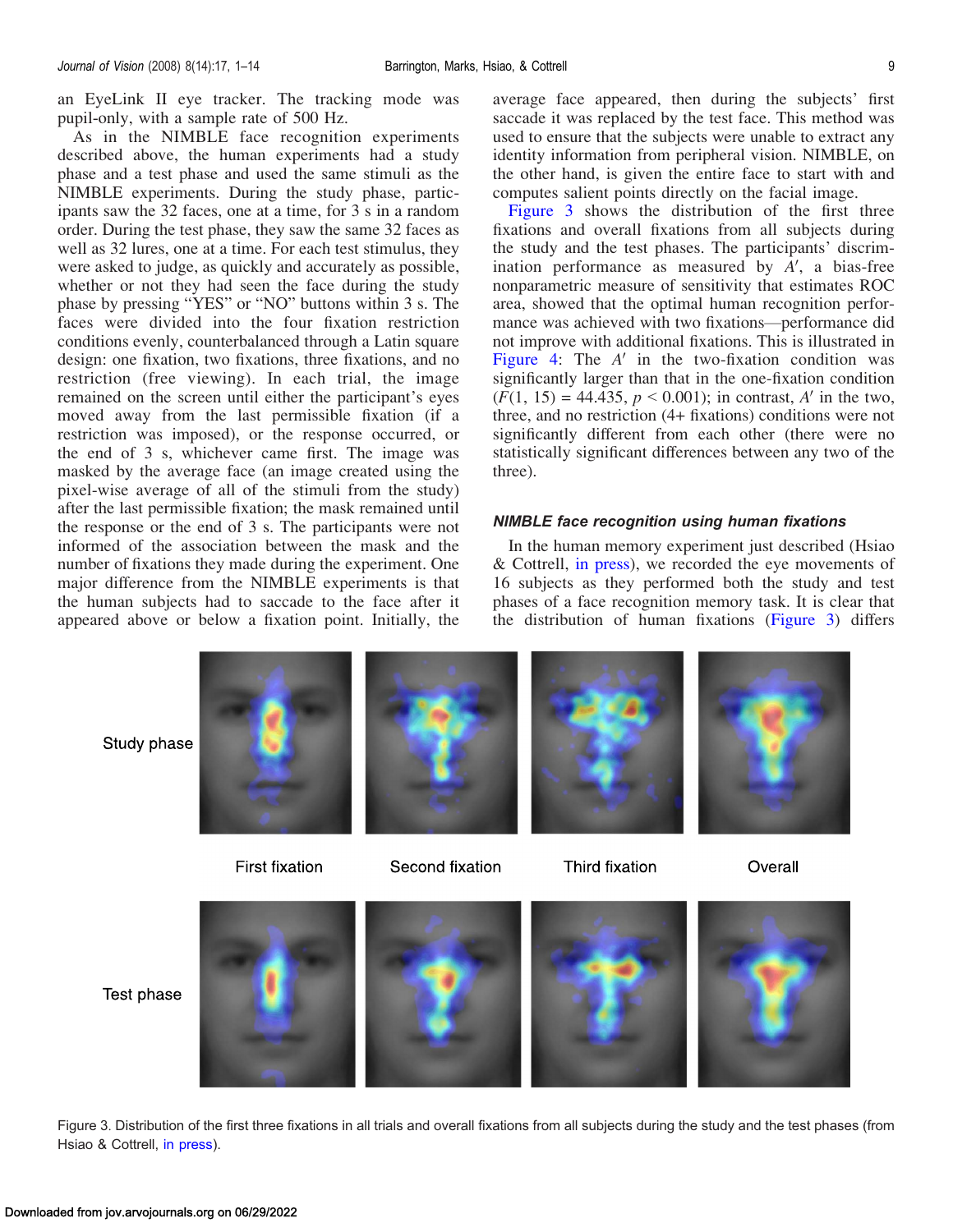an EyeLink II eye tracker. The tracking mode was pupil-only, with a sample rate of 500 Hz.

As in the NIMBLE face recognition experiments described above, the human experiments had a study phase and a test phase and used the same stimuli as the NIMBLE experiments. During the study phase, participants saw the 32 faces, one at a time, for 3 s in a random order. During the test phase, they saw the same 32 faces as well as 32 lures, one at a time. For each test stimulus, they were asked to judge, as quickly and accurately as possible, whether or not they had seen the face during the study phase by pressing "YES" or "NO" buttons within 3 s. The faces were divided into the four fixation restriction conditions evenly, counterbalanced through a Latin square design: one fixation, two fixations, three fixations, and no restriction (free viewing). In each trial, the image remained on the screen until either the participant's eyes moved away from the last permissible fixation (if a restriction was imposed), or the response occurred, or the end of 3 s, whichever came first. The image was masked by the average face (an image created using the pixel-wise average of all of the stimuli from the study) after the last permissible fixation; the mask remained until the response or the end of 3 s. The participants were not informed of the association between the mask and the number of fixations they made during the experiment. One major difference from the NIMBLE experiments is that the human subjects had to saccade to the face after it appeared above or below a fixation point. Initially, the average face appeared, then during the subjects' first saccade it was replaced by the test face. This method was used to ensure that the subjects were unable to extract any identity information from peripheral vision. NIMBLE, on the other hand, is given the entire face to start with and computes salient points directly on the facial image.

Figure 3 shows the distribution of the first three fixations and overall fixations from all subjects during the study and the test phases. The participants' discrimination performance as measured by $A'$, a bias-free nonparametric measure of sensitivity that estimates ROC area, showed that the optimal human recognition performance was achieved with two fixations—performance did not improve with additional fixations. This is illustrated in Figure 4: The $A'$ in the two-fixation condition was significantly larger than that in the one-fixation condition ($F(1, 15) = 44.435$, $p < 0.001$); in contrast, $A'$ in the two, three, and no restriction (4+ fixations) conditions were not significantly different from each other (there were no statistically significant differences between any two of the three).

### NIMBLE face recognition using human fixations

In the human memory experiment just described (Hsiao & Cottrell, in press), we recorded the eye movements of 16 subjects as they performed both the study and test phases of a face recognition memory task. It is clear that the distribution of human fixations (Figure 3) differs

Figure 3. Distribution of the first three fixations in all trials and overall fixations from all subjects during the study and the test phases (from Hsiao & Cottrell, in press).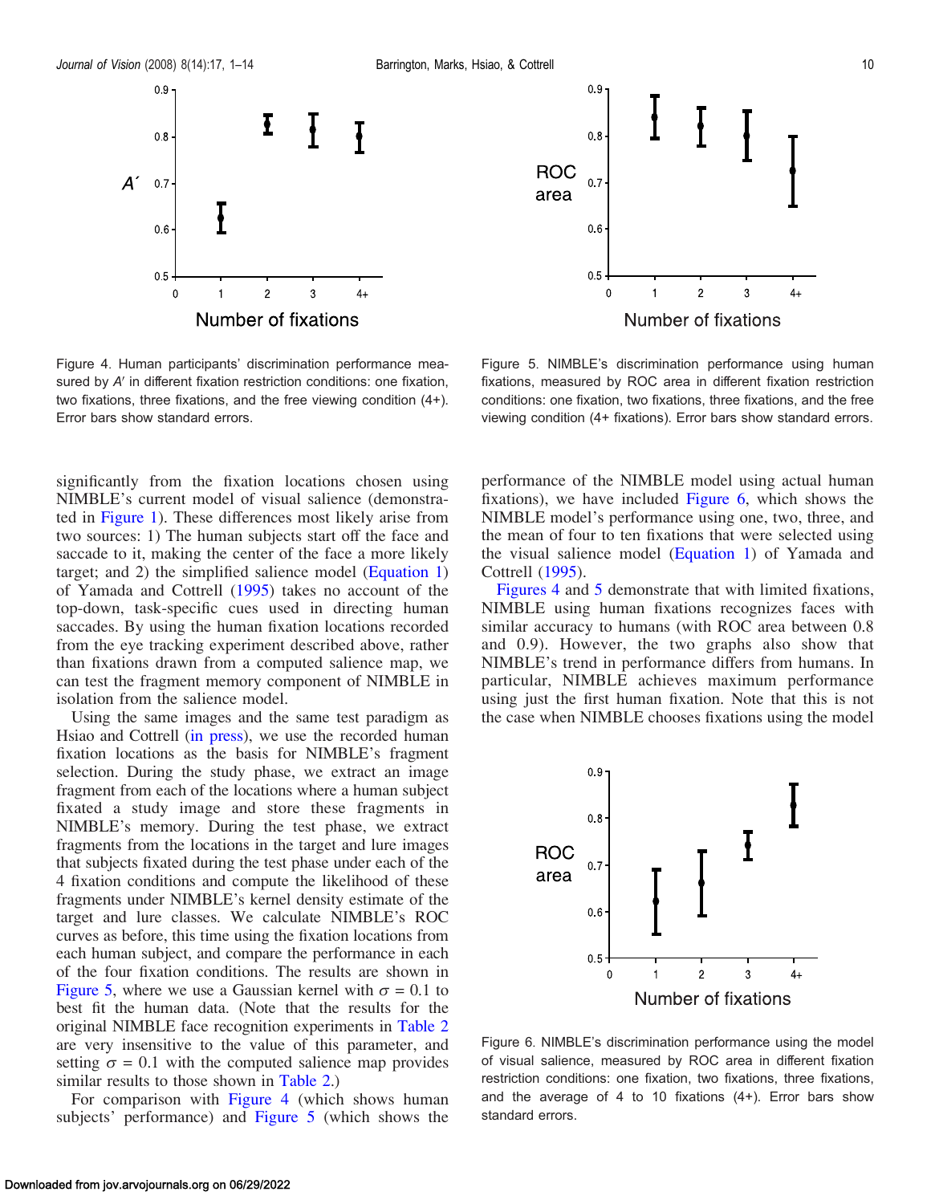Figure 4. Human participants' discrimination performance measured by $A'$ in different fixation restriction conditions: one fixation, two fixations, three fixations, and the free viewing condition (4+). Error bars show standard errors.

Figure 5. NIMBLE's discrimination performance using human fixations, measured by ROC area in different fixation restriction conditions: one fixation, two fixations, three fixations, and the free viewing condition (4+ fixations). Error bars show standard errors.

significantly from the fixation locations chosen using NIMBLE's current model of visual salience (demonstrated in Figure 1). These differences most likely arise from two sources: 1) The human subjects start off the face and saccade to it, making the center of the face a more likely target; and 2) the simplified salience model (Equation 1) of Yamada and Cottrell (1995) takes no account of the top-down, task-specific cues used in directing human saccades. By using the human fixation locations recorded from the eye tracking experiment described above, rather than fixations drawn from a computed salience map, we can test the fragment memory component of NIMBLE in isolation from the salience model.

Using the same images and the same test paradigm as Hsiao and Cottrell (in press), we use the recorded human fixation locations as the basis for NIMBLE's fragment selection. During the study phase, we extract an image fragment from each of the locations where a human subject fixated a study image and store these fragments in NIMBLE's memory. During the test phase, we extract fragments from the locations in the target and lure images that subjects fixated during the test phase under each of the 4 fixation conditions and compute the likelihood of these fragments under NIMBLE's kernel density estimate of the target and lure classes. We calculate NIMBLE's ROC curves as before, this time using the fixation locations from each human subject, and compare the performance in each of the four fixation conditions. The results are shown in Figure 5, where we use a Gaussian kernel with $\sigma = 0.1$ to best fit the human data. (Note that the results for the original NIMBLE face recognition experiments in Table 2 are very insensitive to the value of this parameter, and setting $\sigma = 0.1$ with the computed salience map provides similar results to those shown in Table 2.)

For comparison with Figure 4 (which shows human subjects' performance) and Figure 5 (which shows the performance of the NIMBLE model using actual human fixations), we have included Figure 6, which shows the NIMBLE model's performance using one, two, three, and the mean of four to ten fixations that were selected using the visual salience model (Equation 1) of Yamada and Cottrell (1995).

Figures 4 and 5 demonstrate that with limited fixations, NIMBLE using human fixations recognizes faces with similar accuracy to humans (with ROC area between 0.8 and 0.9). However, the two graphs also show that NIMBLE's trend in performance differs from humans. In particular, NIMBLE achieves maximum performance using just the first human fixation. Note that this is not the case when NIMBLE chooses fixations using the model

Figure 6. NIMBLE's discrimination performance using the model of visual salience, measured by ROC area in different fixation restriction conditions: one fixation, two fixations, three fixations, and the average of 4 to 10 fixations (4+). Error bars show standard errors.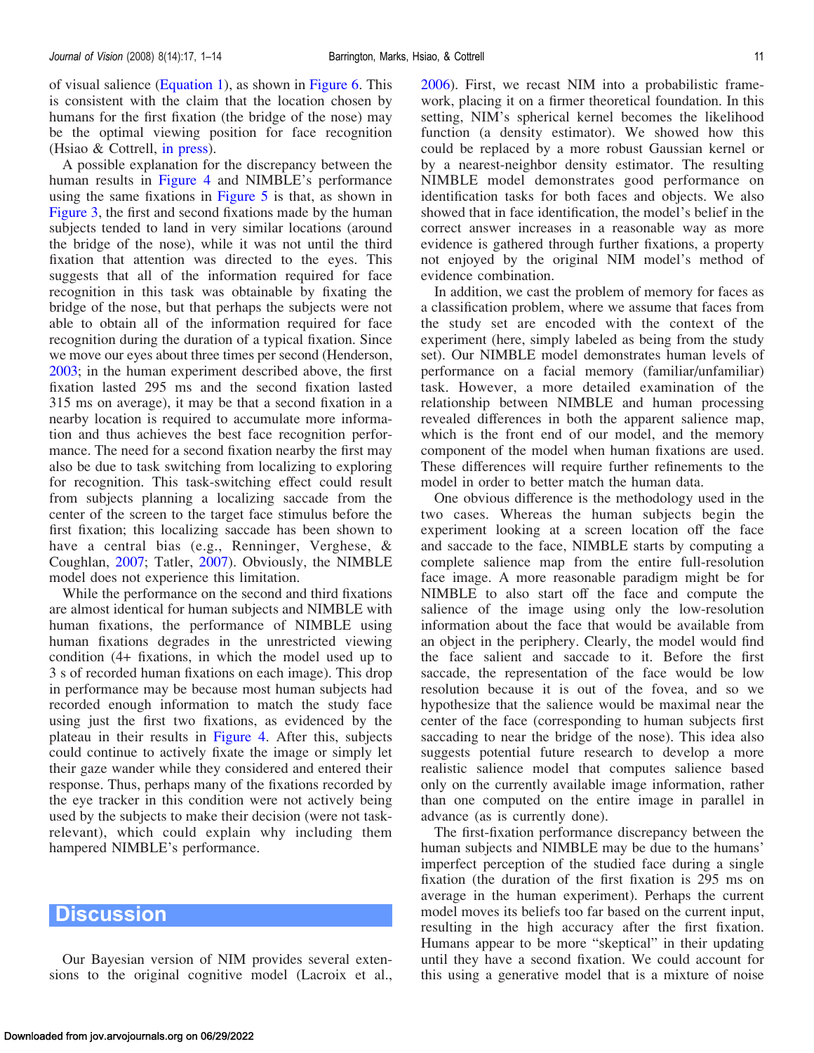of visual salience (Equation 1), as shown in Figure 6. This is consistent with the claim that the location chosen by humans for the first fixation (the bridge of the nose) may be the optimal viewing position for face recognition (Hsiao & Cottrell, in press).

A possible explanation for the discrepancy between the human results in Figure 4 and NIMBLE's performance using the same fixations in Figure 5 is that, as shown in Figure 3, the first and second fixations made by the human subjects tended to land in very similar locations (around the bridge of the nose), while it was not until the third fixation that attention was directed to the eyes. This suggests that all of the information required for face recognition in this task was obtainable by fixating the bridge of the nose, but that perhaps the subjects were not able to obtain all of the information required for face recognition during the duration of a typical fixation. Since we move our eyes about three times per second (Henderson, 2003; in the human experiment described above, the first fixation lasted 295 ms and the second fixation lasted 315 ms on average), it may be that a second fixation in a nearby location is required to accumulate more information and thus achieves the best face recognition performance. The need for a second fixation nearby the first may also be due to task switching from localizing to exploring for recognition. This task-switching effect could result from subjects planning a localizing saccade from the center of the screen to the target face stimulus before the first fixation; this localizing saccade has been shown to have a central bias (e.g., Renninger, Verghese, & Coughlan, 2007; Tatler, 2007). Obviously, the NIMBLE model does not experience this limitation.

While the performance on the second and third fixations are almost identical for human subjects and NIMBLE with human fixations, the performance of NIMBLE using human fixations degrades in the unrestricted viewing condition (4+ fixations, in which the model used up to 3 s of recorded human fixations on each image). This drop in performance may be because most human subjects had recorded enough information to match the study face using just the first two fixations, as evidenced by the plateau in their results in Figure 4. After this, subjects could continue to actively fixate the image or simply let their gaze wander while they considered and entered their response. Thus, perhaps many of the fixations recorded by the eye tracker in this condition were not actively being used by the subjects to make their decision (were not task-relevant), which could explain why including them hampered NIMBLE's performance.

# Discussion

Our Bayesian version of NIM provides several extensions to the original cognitive model (Lacroix et al., 2006). First, we recast NIM into a probabilistic framework, placing it on a firmer theoretical foundation. In this setting, NIM's spherical kernel becomes the likelihood function (a density estimator). We showed how this could be replaced by a more robust Gaussian kernel or by a nearest-neighbor density estimator. The resulting NIMBLE model demonstrates good performance on identification tasks for both faces and objects. We also showed that in face identification, the model's belief in the correct answer increases in a reasonable way as more evidence is gathered through further fixations, a property not enjoyed by the original NIM model's method of evidence combination.

In addition, we cast the problem of memory for faces as a classification problem, where we assume that faces from the study set are encoded with the context of the experiment (here, simply labeled as being from the study set). Our NIMBLE model demonstrates human levels of performance on a facial memory (familiar/unfamiliar) task. However, a more detailed examination of the relationship between NIMBLE and human processing revealed differences in both the apparent salience map, which is the front end of our model, and the memory component of the model when human fixations are used. These differences will require further refinements to the model in order to better match the human data.

One obvious difference is the methodology used in the two cases. Whereas the human subjects begin the experiment looking at a screen location off the face and saccade to the face, NIMBLE starts by computing a complete salience map from the entire full-resolution face image. A more reasonable paradigm might be for NIMBLE to also start off the face and compute the salience of the image using only the low-resolution information about the face that would be available from an object in the periphery. Clearly, the model would find the face salient and saccade to it. Before the first saccade, the representation of the face would be low resolution because it is out of the fovea, and so we hypothesize that the salience would be maximal near the center of the face (corresponding to human subjects first saccading to near the bridge of the nose). This idea also suggests potential future research to develop a more realistic salience model that computes salience based only on the currently available image information, rather than one computed on the entire image in parallel in advance (as is currently done).

The first-fixation performance discrepancy between the human subjects and NIMBLE may be due to the humans' imperfect perception of the studied face during a single fixation (the duration of the first fixation is 295 ms on average in the human experiment). Perhaps the current model moves its beliefs too far based on the current input, resulting in the high accuracy after the first fixation. Humans appear to be more "skeptical" in their updating until they have a second fixation. We could account for this using a generative model that is a mixture of noise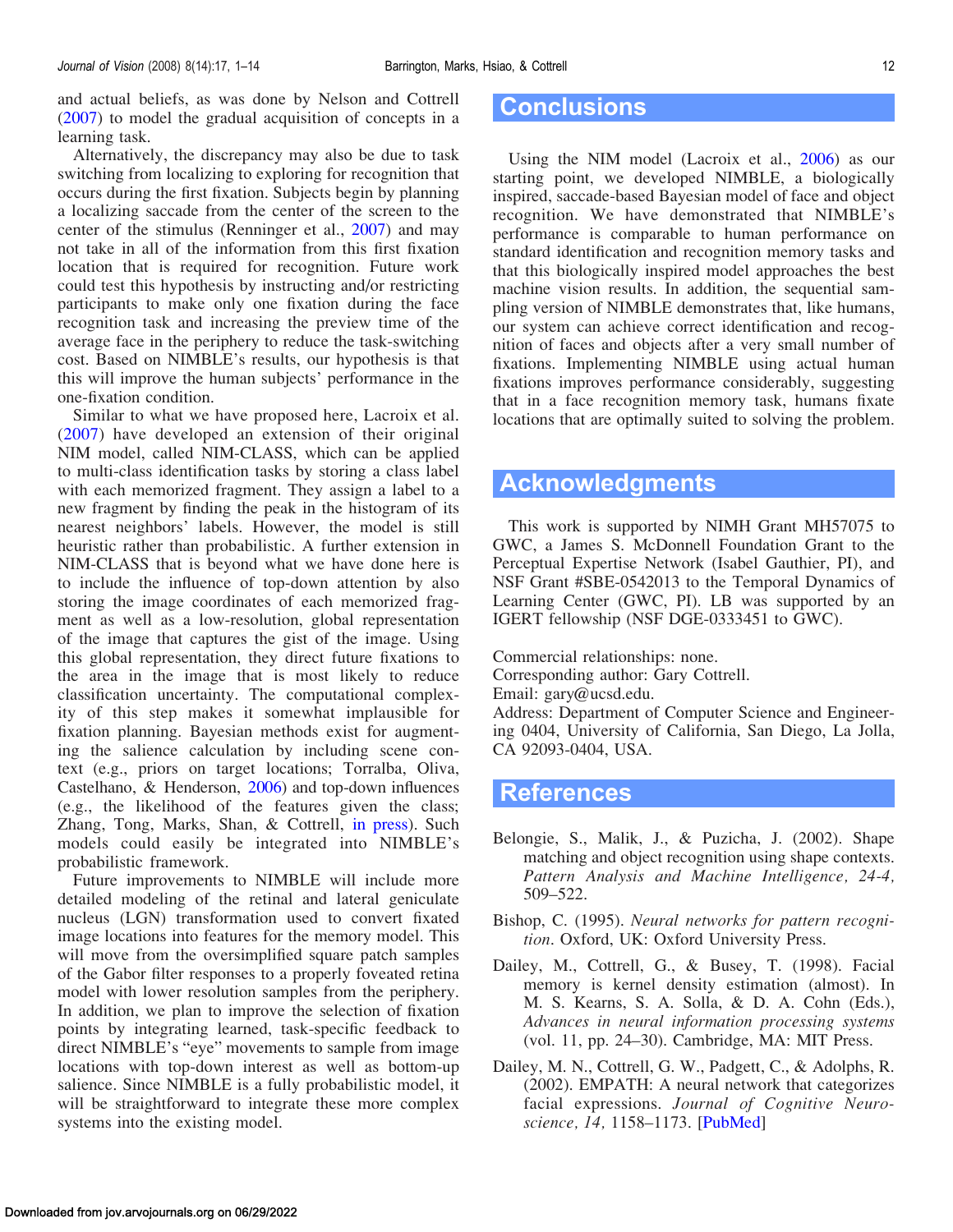and actual beliefs, as was done by Nelson and Cottrell (2007) to model the gradual acquisition of concepts in a learning task.

Alternatively, the discrepancy may also be due to task switching from localizing to exploring for recognition that occurs during the first fixation. Subjects begin by planning a localizing saccade from the center of the screen to the center of the stimulus (Renninger et al., 2007) and may not take in all of the information from this first fixation location that is required for recognition. Future work could test this hypothesis by instructing and/or restricting participants to make only one fixation during the face recognition task and increasing the preview time of the average face in the periphery to reduce the task-switching cost. Based on NIMBLE's results, our hypothesis is that this will improve the human subjects' performance in the one-fixation condition.

Similar to what we have proposed here, Lacroix et al. (2007) have developed an extension of their original NIM model, called NIM-CLASS, which can be applied to multi-class identification tasks by storing a class label with each memorized fragment. They assign a label to a new fragment by finding the peak in the histogram of its nearest neighbors' labels. However, the model is still heuristic rather than probabilistic. A further extension in NIM-CLASS that is beyond what we have done here is to include the influence of top-down attention by also storing the image coordinates of each memorized fragment as well as a low-resolution, global representation of the image that captures the gist of the image. Using this global representation, they direct future fixations to the area in the image that is most likely to reduce classification uncertainty. The computational complexity of this step makes it somewhat implausible for fixation planning. Bayesian methods exist for augmenting the salience calculation by including scene context (e.g., priors on target locations; Torralba, Oliva, Castelhano, & Henderson, 2006) and top-down influences (e.g., the likelihood of the features given the class; Zhang, Tong, Marks, Shan, & Cottrell, in press). Such models could easily be integrated into NIMBLE's probabilistic framework.

Future improvements to NIMBLE will include more detailed modeling of the retinal and lateral geniculate nucleus (LGN) transformation used to convert fixated image locations into features for the memory model. This will move from the oversimplified square patch samples of the Gabor filter responses to a properly foveated retina model with lower resolution samples from the periphery. In addition, we plan to improve the selection of fixation points by integrating learned, task-specific feedback to direct NIMBLE's "eye" movements to sample from image locations with top-down interest as well as bottom-up salience. Since NIMBLE is a fully probabilistic model, it will be straightforward to integrate these more complex systems into the existing model.

# Conclusions

Using the NIM model (Lacroix et al., 2006) as our starting point, we developed NIMBLE, a biologically inspired, saccade-based Bayesian model of face and object recognition. We have demonstrated that NIMBLE's performance is comparable to human performance on standard identification and recognition memory tasks and that this biologically inspired model approaches the best machine vision results. In addition, the sequential sampling version of NIMBLE demonstrates that, like humans, our system can achieve correct identification and recognition of faces and objects after a very small number of fixations. Implementing NIMBLE using actual human fixations improves performance considerably, suggesting that in a face recognition memory task, humans fixate locations that are optimally suited to solving the problem.

# Acknowledgments

This work is supported by NIMH Grant MH57075 to GWC, a James S. McDonnell Foundation Grant to the Perceptual Expertise Network (Isabel Gauthier, PI), and NSF Grant #SBE-0542013 to the Temporal Dynamics of Learning Center (GWC, PI). LB was supported by an IGERT fellowship (NSF DGE-0333451 to GWC).

Commercial relationships: none.
Corresponding author: Gary Cottrell.
Email: gary@ucsd.edu.
Address: Department of Computer Science and Engineering 0404, University of California, San Diego, La Jolla, CA 92093-0404, USA.

# References

Belongie, S., Malik, J., & Puzicha, J. (2002). Shape matching and object recognition using shape contexts. *Pattern Analysis and Machine Intelligence, 24-4,* 509–522.

Bishop, C. (1995). *Neural networks for pattern recognition*. Oxford, UK: Oxford University Press.

Dailey, M., Cottrell, G., & Busey, T. (1998). Facial memory is kernel density estimation (almost). In M. S. Kearns, S. A. Solla, & D. A. Cohn (Eds.), *Advances in neural information processing systems* (vol. 11, pp. 24–30). Cambridge, MA: MIT Press.

Dailey, M. N., Cottrell, G. W., Padgett, C., & Adolphs, R. (2002). EMPATH: A neural network that categorizes facial expressions. *Journal of Cognitive Neuroscience, 14,* 1158–1173. [PubMed]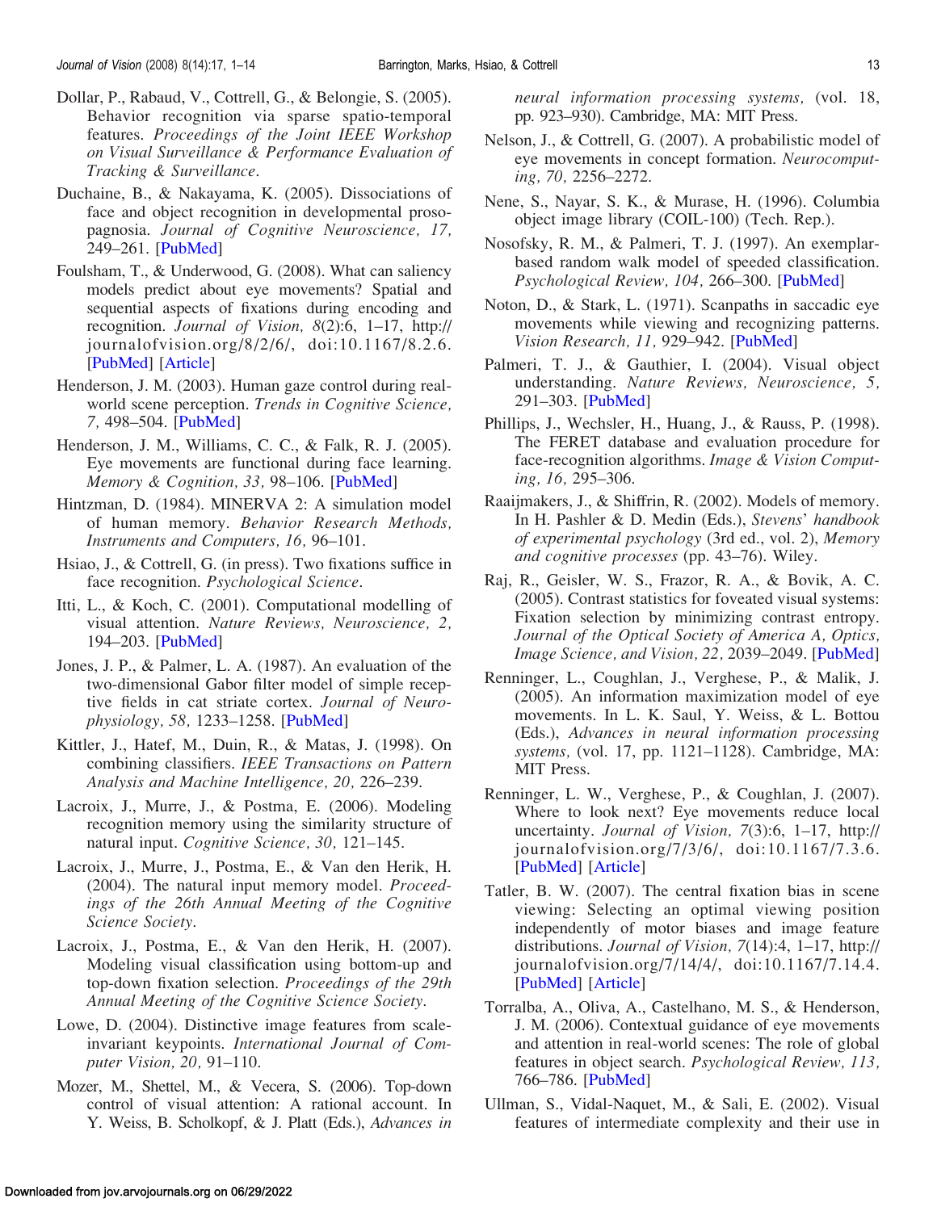Dollar, P., Rabaud, V., Cottrell, G., & Belongie, S. (2005). Behavior recognition via sparse spatio-temporal features. *Proceedings of the Joint IEEE Workshop on Visual Surveillance & Performance Evaluation of Tracking & Surveillance*.

Duchaine, B., & Nakayama, K. (2005). Dissociations of face and object recognition in developmental prosopagnosia. *Journal of Cognitive Neuroscience, 17,* 249–261. [PubMed]

Foulsham, T., & Underwood, G. (2008). What can saliency models predict about eye movements? Spatial and sequential aspects of fixations during encoding and recognition. *Journal of Vision, 8*(2):6, 1–17, http://journalofvision.org/8/2/6/, doi:10.1167/8.2.6. [PubMed] [Article]

Henderson, J. M. (2003). Human gaze control during real-world scene perception. *Trends in Cognitive Science, 7,* 498–504. [PubMed]

Henderson, J. M., Williams, C. C., & Falk, R. J. (2005). Eye movements are functional during face learning. *Memory & Cognition, 33,* 98–106. [PubMed]

Hintzman, D. (1984). MINERVA 2: A simulation model of human memory. *Behavior Research Methods, Instruments and Computers, 16,* 96–101.

Hsiao, J., & Cottrell, G. (in press). Two fixations suffice in face recognition. *Psychological Science*.

Itti, L., & Koch, C. (2001). Computational modelling of visual attention. *Nature Reviews, Neuroscience, 2,* 194–203. [PubMed]

Jones, J. P., & Palmer, L. A. (1987). An evaluation of the two-dimensional Gabor filter model of simple receptive fields in cat striate cortex. *Journal of Neurophysiology, 58,* 1233–1258. [PubMed]

Kittler, J., Hatef, M., Duin, R., & Matas, J. (1998). On combining classifiers. *IEEE Transactions on Pattern Analysis and Machine Intelligence, 20,* 226–239.

Lacroix, J., Murre, J., & Postma, E. (2006). Modeling recognition memory using the similarity structure of natural input. *Cognitive Science, 30,* 121–145.

Lacroix, J., Murre, J., Postma, E., & Van den Herik, H. (2004). The natural input memory model. *Proceedings of the 26th Annual Meeting of the Cognitive Science Society*.

Lacroix, J., Postma, E., & Van den Herik, H. (2007). Modeling visual classification using bottom-up and top-down fixation selection. *Proceedings of the 29th Annual Meeting of the Cognitive Science Society*.

Lowe, D. (2004). Distinctive image features from scale-invariant keypoints. *International Journal of Computer Vision, 20,* 91–110.

Mozer, M., Shettel, M., & Vecera, S. (2006). Top-down control of visual attention: A rational account. In Y. Weiss, B. Scholkopf, & J. Platt (Eds.), *Advances in neural information processing systems,* (vol. 18, pp. 923–930). Cambridge, MA: MIT Press.

Nelson, J., & Cottrell, G. (2007). A probabilistic model of eye movements in concept formation. *Neurocomputing, 70,* 2256–2272.

Nene, S., Nayar, S. K., & Murase, H. (1996). Columbia object image library (COIL-100) (Tech. Rep.).

Nosofsky, R. M., & Palmeri, T. J. (1997). An exemplar-based random walk model of speeded classification. *Psychological Review, 104,* 266–300. [PubMed]

Noton, D., & Stark, L. (1971). Scanpaths in saccadic eye movements while viewing and recognizing patterns. *Vision Research, 11,* 929–942. [PubMed]

Palmeri, T. J., & Gauthier, I. (2004). Visual object understanding. *Nature Reviews, Neuroscience, 5,* 291–303. [PubMed]

Phillips, J., Wechsler, H., Huang, J., & Rauss, P. (1998). The FERET database and evaluation procedure for face-recognition algorithms. *Image & Vision Computing, 16,* 295–306.

Raaijmakers, J., & Shiffrin, R. (2002). Models of memory. In H. Pashler & D. Medin (Eds.), *Stevens' handbook of experimental psychology* (3rd ed., vol. 2), *Memory and cognitive processes* (pp. 43–76). Wiley.

Raj, R., Geisler, W. S., Frazor, R. A., & Bovik, A. C. (2005). Contrast statistics for foveated visual systems: Fixation selection by minimizing contrast entropy. *Journal of the Optical Society of America A, Optics, Image Science, and Vision, 22,* 2039–2049. [PubMed]

Renninger, L., Coughlan, J., Verghese, P., & Malik, J. (2005). An information maximization model of eye movements. In L. K. Saul, Y. Weiss, & L. Bottou (Eds.), *Advances in neural information processing systems,* (vol. 17, pp. 1121–1128). Cambridge, MA: MIT Press.

Renninger, L. W., Verghese, P., & Coughlan, J. (2007). Where to look next? Eye movements reduce local uncertainty. *Journal of Vision, 7*(3):6, 1–17, http://journalofvision.org/7/3/6/, doi:10.1167/7.3.6. [PubMed] [Article]

Tatler, B. W. (2007). The central fixation bias in scene viewing: Selecting an optimal viewing position independently of motor biases and image feature distributions. *Journal of Vision, 7*(14):4, 1–17, http://journalofvision.org/7/14/4/, doi:10.1167/7.14.4. [PubMed] [Article]

Torralba, A., Oliva, A., Castelhano, M. S., & Henderson, J. M. (2006). Contextual guidance of eye movements and attention in real-world scenes: The role of global features in object search. *Psychological Review, 113,* 766–786. [PubMed]

Ullman, S., Vidal-Naquet, M., & Sali, E. (2002). Visual features of intermediate complexity and their use in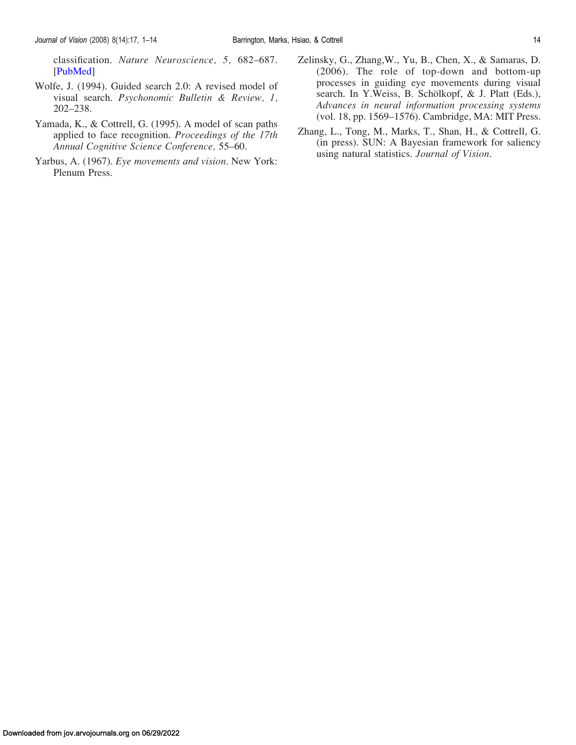classification. *Nature Neuroscience, 5,* 682–687. [PubMed]

Wolfe, J. (1994). Guided search 2.0: A revised model of visual search. *Psychonomic Bulletin & Review, 1,* 202–238.

Yamada, K., & Cottrell, G. (1995). A model of scan paths applied to face recognition. *Proceedings of the 17th Annual Cognitive Science Conference,* 55–60.

Yarbus, A. (1967). *Eye movements and vision*. New York: Plenum Press.

Zelinsky, G., Zhang,W., Yu, B., Chen, X., & Samaras, D. (2006). The role of top-down and bottom-up processes in guiding eye movements during visual search. In Y.Weiss, B. Schölkopf, & J. Platt (Eds.), *Advances in neural information processing systems* (vol. 18, pp. 1569–1576). Cambridge, MA: MIT Press.

Zhang, L., Tong, M., Marks, T., Shan, H., & Cottrell, G. (in press). SUN: A Bayesian framework for saliency using natural statistics. *Journal of Vision*.